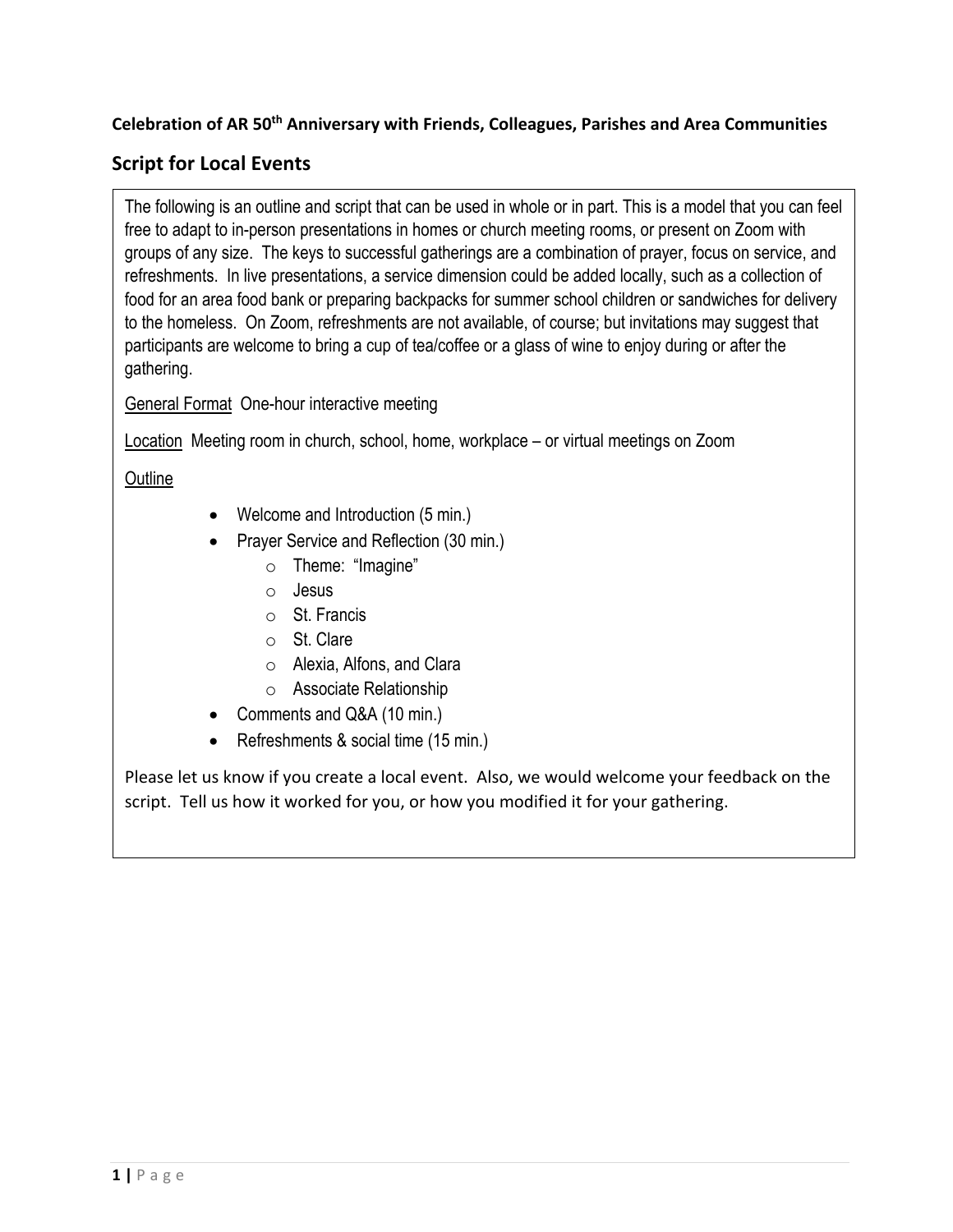**Celebration of AR 50th Anniversary with Friends, Colleagues, Parishes and Area Communities**

## Script for Local Events

The following is an outline and script that can be used in whole or in part. This is a model that you can feel free to adapt to in-person presentations in homes or church meeting rooms, or present on Zoom with groups of any size. The keys to successful gatherings are a combination of prayer, focus on service, and refreshments. In live presentations, a service dimension could be added locally, such as a collection of food for an area food bank or preparing backpacks for summer school children or sandwiches for delivery to the homeless. On Zoom, refreshments are not available, of course; but invitations may suggest that participants are welcome to bring a cup of tea/coffee or a glass of wine to enjoy during or after the gathering.

General Format One-hour interactive meeting

Location Meeting room in church, school, home, workplace – or virtual meetings on Zoom

Outline

- Welcome and Introduction (5 min.)
- Prayer Service and Reflection (30 min.)
  - Theme: "Imagine"
  - Jesus
  - St. Francis
  - St. Clare
  - Alexia, Alfons, and Clara
  - Associate Relationship
- Comments and Q&A (10 min.)
- Refreshments & social time (15 min.)

Please let us know if you create a local event. Also, we would welcome your feedback on the script. Tell us how it worked for you, or how you modified it for your gathering.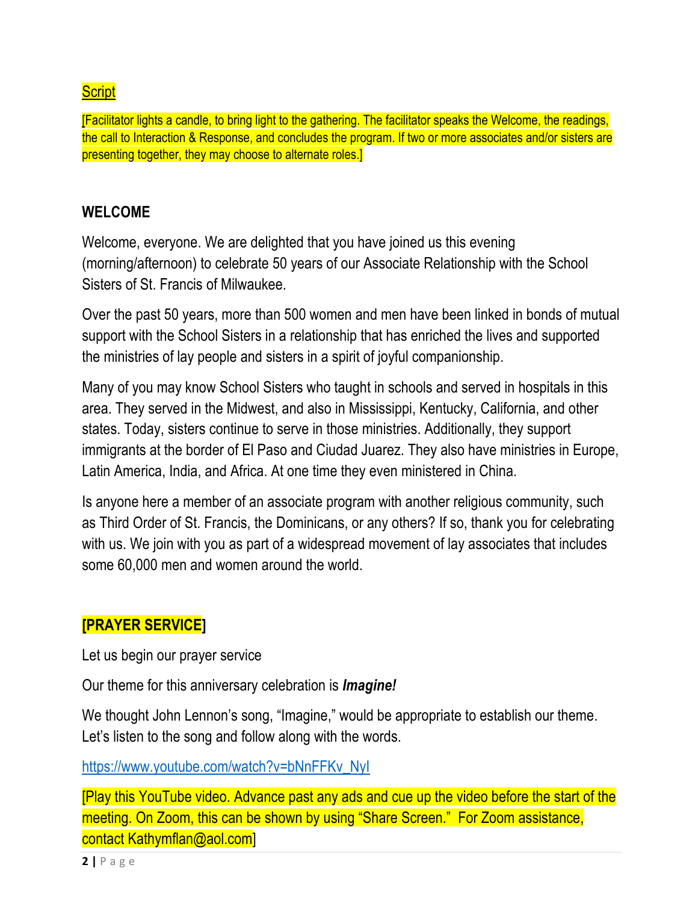Script

[Facilitator lights a candle, to bring light to the gathering. The facilitator speaks the Welcome, the readings, the call to Interaction & Response, and concludes the program. If two or more associates and/or sisters are presenting together, they may choose to alternate roles.]

## WELCOME

Welcome, everyone. We are delighted that you have joined us this evening (morning/afternoon) to celebrate 50 years of our Associate Relationship with the School Sisters of St. Francis of Milwaukee.

Over the past 50 years, more than 500 women and men have been linked in bonds of mutual support with the School Sisters in a relationship that has enriched the lives and supported the ministries of lay people and sisters in a spirit of joyful companionship.

Many of you may know School Sisters who taught in schools and served in hospitals in this area. They served in the Midwest, and also in Mississippi, Kentucky, California, and other states. Today, sisters continue to serve in those ministries. Additionally, they support immigrants at the border of El Paso and Ciudad Juarez. They also have ministries in Europe, Latin America, India, and Africa. At one time they even ministered in China.

Is anyone here a member of an associate program with another religious community, such as Third Order of St. Francis, the Dominicans, or any others? If so, thank you for celebrating with us. We join with you as part of a widespread movement of lay associates that includes some 60,000 men and women around the world.

## [PRAYER SERVICE]

Let us begin our prayer service

Our theme for this anniversary celebration is ***Imagine!***

We thought John Lennon's song, "Imagine," would be appropriate to establish our theme. Let's listen to the song and follow along with the words.

https://www.youtube.com/watch?v=bNnFFKv_NyI

[Play this YouTube video. Advance past any ads and cue up the video before the start of the meeting. On Zoom, this can be shown by using "Share Screen." For Zoom assistance, contact Kathymflan@aol.com]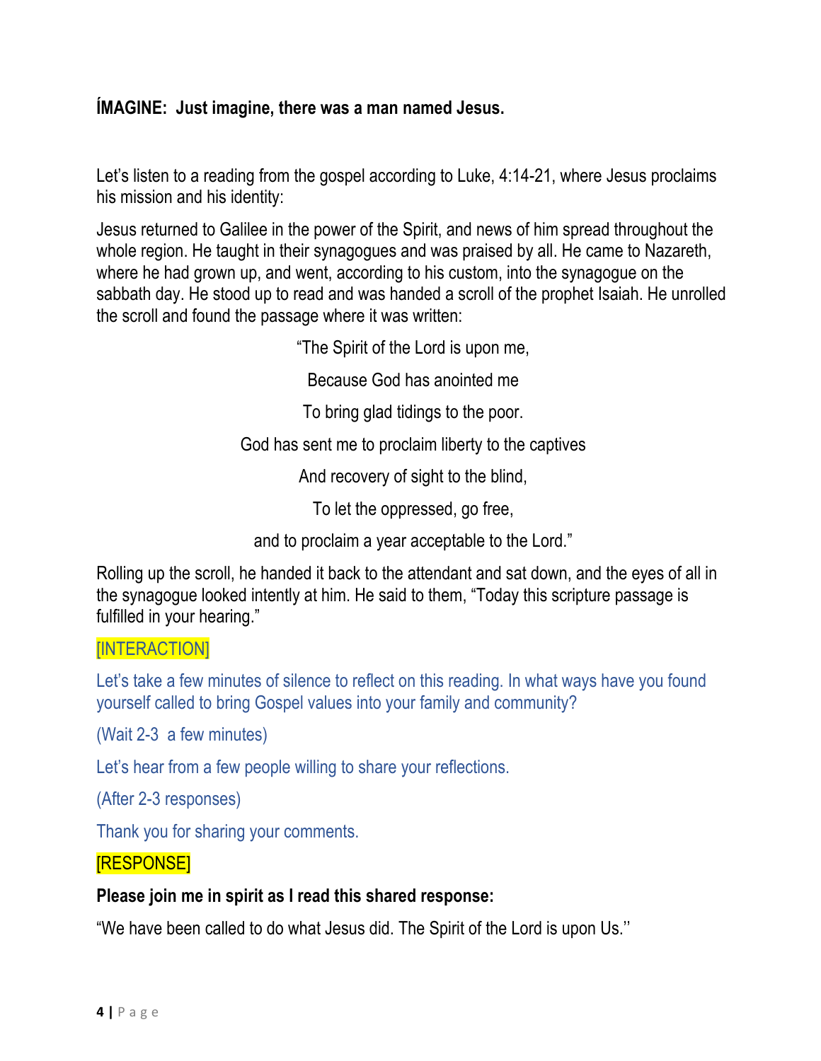**ÍMAGINE: Just imagine, there was a man named Jesus.**

Let's listen to a reading from the gospel according to Luke, 4:14-21, where Jesus proclaims his mission and his identity:

Jesus returned to Galilee in the power of the Spirit, and news of him spread throughout the whole region. He taught in their synagogues and was praised by all. He came to Nazareth, where he had grown up, and went, according to his custom, into the synagogue on the sabbath day. He stood up to read and was handed a scroll of the prophet Isaiah. He unrolled the scroll and found the passage where it was written:

"The Spirit of the Lord is upon me,

Because God has anointed me

To bring glad tidings to the poor.

God has sent me to proclaim liberty to the captives

And recovery of sight to the blind,

To let the oppressed, go free,

and to proclaim a year acceptable to the Lord."

Rolling up the scroll, he handed it back to the attendant and sat down, and the eyes of all in the synagogue looked intently at him. He said to them, "Today this scripture passage is fulfilled in your hearing."

[INTERACTION]

Let's take a few minutes of silence to reflect on this reading. In what ways have you found yourself called to bring Gospel values into your family and community?

(Wait 2-3 a few minutes)

Let's hear from a few people willing to share your reflections.

(After 2-3 responses)

Thank you for sharing your comments.

[RESPONSE]

**Please join me in spirit as I read this shared response:**

"We have been called to do what Jesus did. The Spirit of the Lord is upon Us.''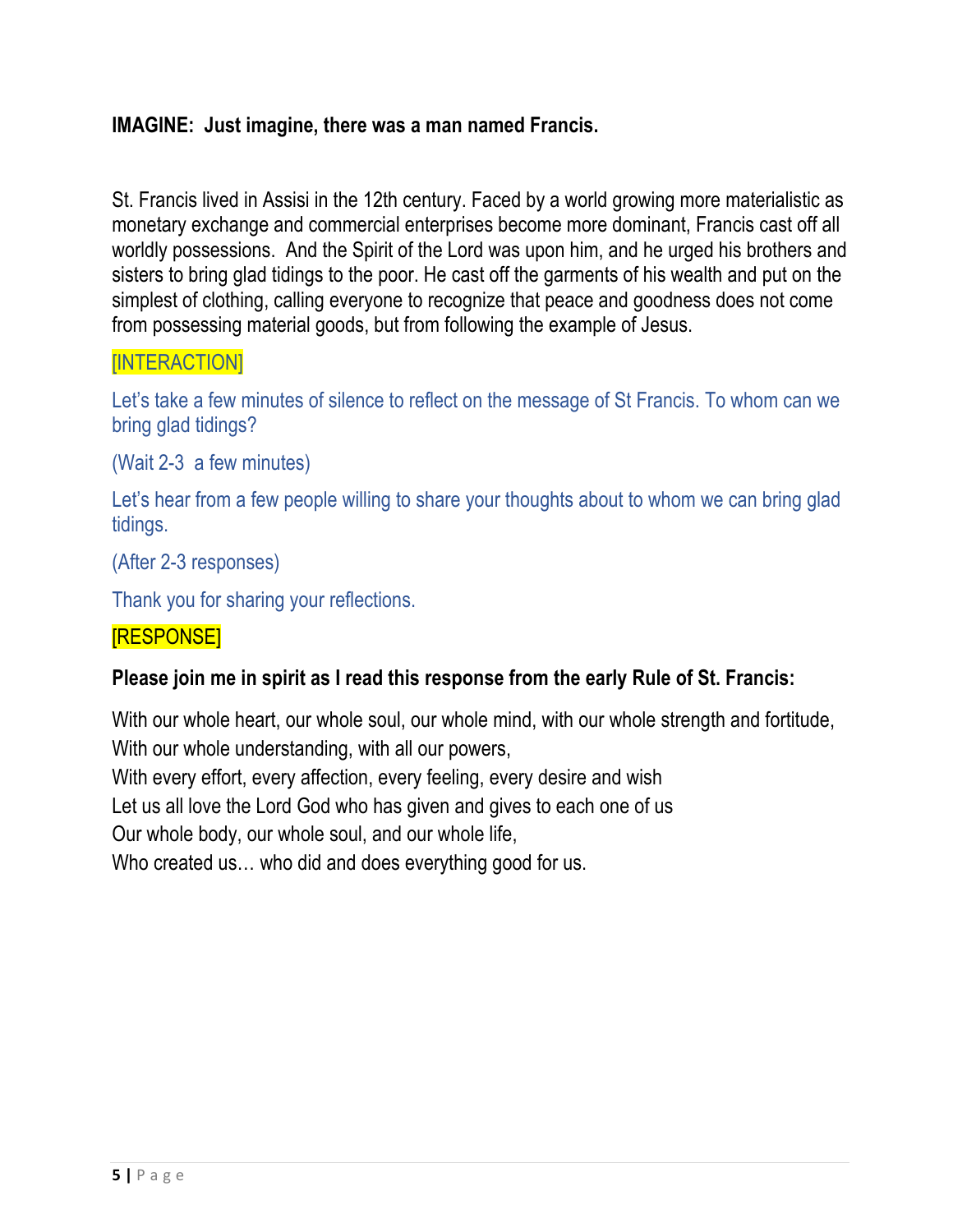**IMAGINE: Just imagine, there was a man named Francis.**

St. Francis lived in Assisi in the 12th century. Faced by a world growing more materialistic as monetary exchange and commercial enterprises become more dominant, Francis cast off all worldly possessions. And the Spirit of the Lord was upon him, and he urged his brothers and sisters to bring glad tidings to the poor. He cast off the garments of his wealth and put on the simplest of clothing, calling everyone to recognize that peace and goodness does not come from possessing material goods, but from following the example of Jesus.

[INTERACTION]

Let's take a few minutes of silence to reflect on the message of St Francis. To whom can we bring glad tidings?

(Wait 2-3 a few minutes)

Let's hear from a few people willing to share your thoughts about to whom we can bring glad tidings.

(After 2-3 responses)

Thank you for sharing your reflections.

[RESPONSE]

**Please join me in spirit as I read this response from the early Rule of St. Francis:**

With our whole heart, our whole soul, our whole mind, with our whole strength and fortitude,
With our whole understanding, with all our powers,
With every effort, every affection, every feeling, every desire and wish
Let us all love the Lord God who has given and gives to each one of us
Our whole body, our whole soul, and our whole life,
Who created us… who did and does everything good for us.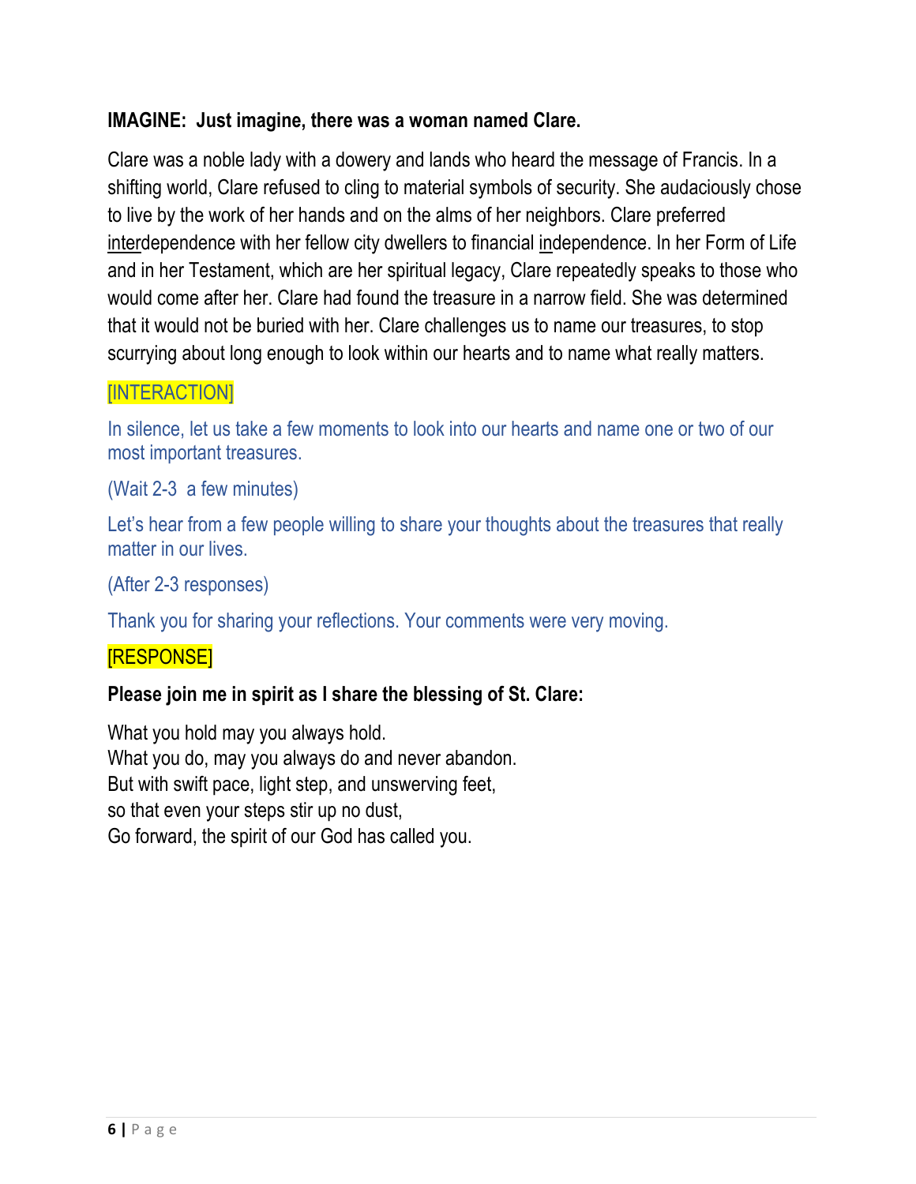**IMAGINE: Just imagine, there was a woman named Clare.**

Clare was a noble lady with a dowery and lands who heard the message of Francis. In a shifting world, Clare refused to cling to material symbols of security. She audaciously chose to live by the work of her hands and on the alms of her neighbors. Clare preferred <u>inter</u>dependence with her fellow city dwellers to financial <u>in</u>dependence. In her Form of Life and in her Testament, which are her spiritual legacy, Clare repeatedly speaks to those who would come after her. Clare had found the treasure in a narrow field. She was determined that it would not be buried with her. Clare challenges us to name our treasures, to stop scurrying about long enough to look within our hearts and to name what really matters.

[INTERACTION]

In silence, let us take a few moments to look into our hearts and name one or two of our most important treasures.

(Wait 2-3 a few minutes)

Let's hear from a few people willing to share your thoughts about the treasures that really matter in our lives.

(After 2-3 responses)

Thank you for sharing your reflections. Your comments were very moving.

[RESPONSE]

**Please join me in spirit as I share the blessing of St. Clare:**

What you hold may you always hold.
What you do, may you always do and never abandon.
But with swift pace, light step, and unswerving feet,
so that even your steps stir up no dust,
Go forward, the spirit of our God has called you.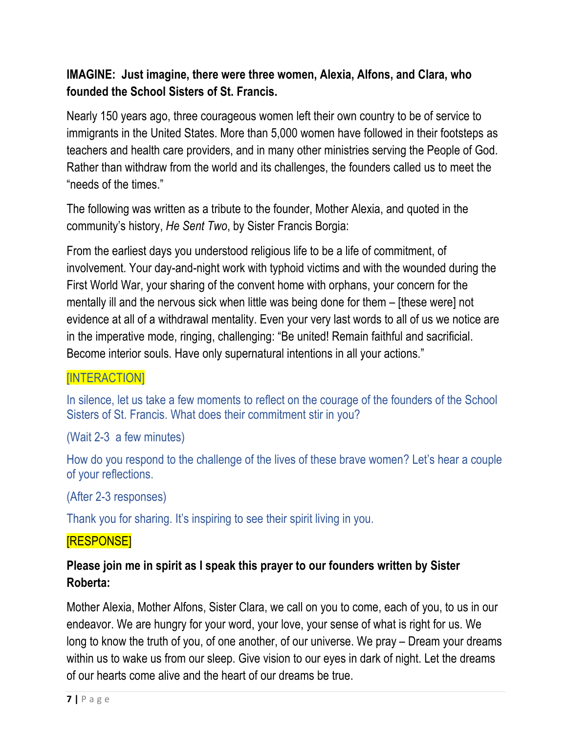**IMAGINE: Just imagine, there were three women, Alexia, Alfons, and Clara, who founded the School Sisters of St. Francis.**

Nearly 150 years ago, three courageous women left their own country to be of service to immigrants in the United States. More than 5,000 women have followed in their footsteps as teachers and health care providers, and in many other ministries serving the People of God. Rather than withdraw from the world and its challenges, the founders called us to meet the "needs of the times."

The following was written as a tribute to the founder, Mother Alexia, and quoted in the community's history, *He Sent Two*, by Sister Francis Borgia:

From the earliest days you understood religious life to be a life of commitment, of involvement. Your day-and-night work with typhoid victims and with the wounded during the First World War, your sharing of the convent home with orphans, your concern for the mentally ill and the nervous sick when little was being done for them – [these were] not evidence at all of a withdrawal mentality. Even your very last words to all of us we notice are in the imperative mode, ringing, challenging: "Be united! Remain faithful and sacrificial. Become interior souls. Have only supernatural intentions in all your actions."

[INTERACTION]

In silence, let us take a few moments to reflect on the courage of the founders of the School Sisters of St. Francis. What does their commitment stir in you?

(Wait 2-3 a few minutes)

How do you respond to the challenge of the lives of these brave women? Let's hear a couple of your reflections.

(After 2-3 responses)

Thank you for sharing. It's inspiring to see their spirit living in you.

[RESPONSE]

**Please join me in spirit as I speak this prayer to our founders written by Sister Roberta:**

Mother Alexia, Mother Alfons, Sister Clara, we call on you to come, each of you, to us in our endeavor. We are hungry for your word, your love, your sense of what is right for us. We long to know the truth of you, of one another, of our universe. We pray – Dream your dreams within us to wake us from our sleep. Give vision to our eyes in dark of night. Let the dreams of our hearts come alive and the heart of our dreams be true.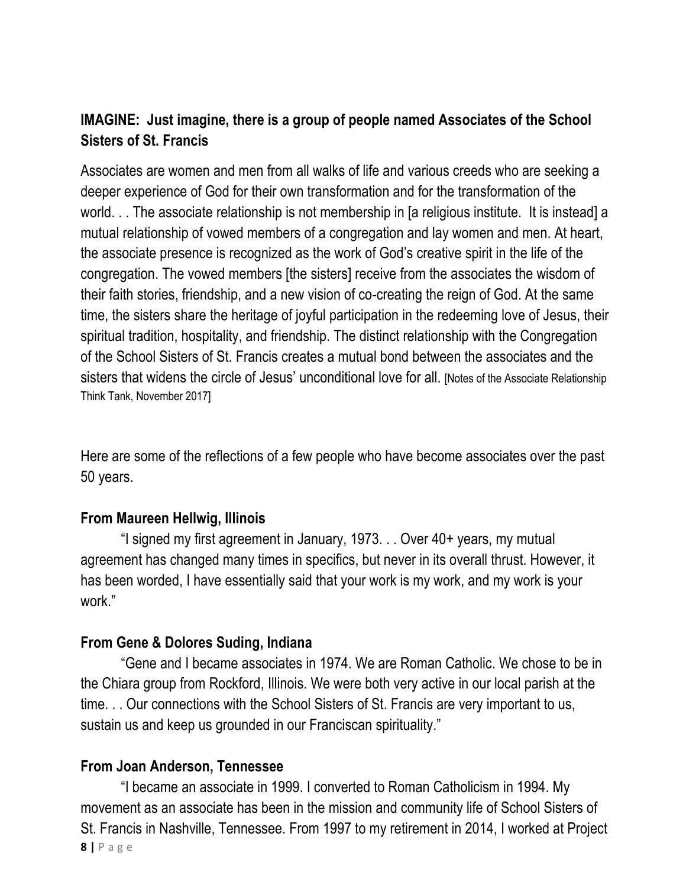**IMAGINE: Just imagine, there is a group of people named Associates of the School Sisters of St. Francis**

Associates are women and men from all walks of life and various creeds who are seeking a deeper experience of God for their own transformation and for the transformation of the world. . . The associate relationship is not membership in [a religious institute. It is instead] a mutual relationship of vowed members of a congregation and lay women and men. At heart, the associate presence is recognized as the work of God's creative spirit in the life of the congregation. The vowed members [the sisters] receive from the associates the wisdom of their faith stories, friendship, and a new vision of co-creating the reign of God. At the same time, the sisters share the heritage of joyful participation in the redeeming love of Jesus, their spiritual tradition, hospitality, and friendship. The distinct relationship with the Congregation of the School Sisters of St. Francis creates a mutual bond between the associates and the sisters that widens the circle of Jesus' unconditional love for all. [Notes of the Associate Relationship Think Tank, November 2017]

Here are some of the reflections of a few people who have become associates over the past 50 years.

**From Maureen Hellwig, Illinois**

"I signed my first agreement in January, 1973. . . Over 40+ years, my mutual agreement has changed many times in specifics, but never in its overall thrust. However, it has been worded, I have essentially said that your work is my work, and my work is your work."

**From Gene & Dolores Suding, Indiana**

"Gene and I became associates in 1974. We are Roman Catholic. We chose to be in the Chiara group from Rockford, Illinois. We were both very active in our local parish at the time. . . Our connections with the School Sisters of St. Francis are very important to us, sustain us and keep us grounded in our Franciscan spirituality."

**From Joan Anderson, Tennessee**

"I became an associate in 1999. I converted to Roman Catholicism in 1994. My movement as an associate has been in the mission and community life of School Sisters of St. Francis in Nashville, Tennessee. From 1997 to my retirement in 2014, I worked at Project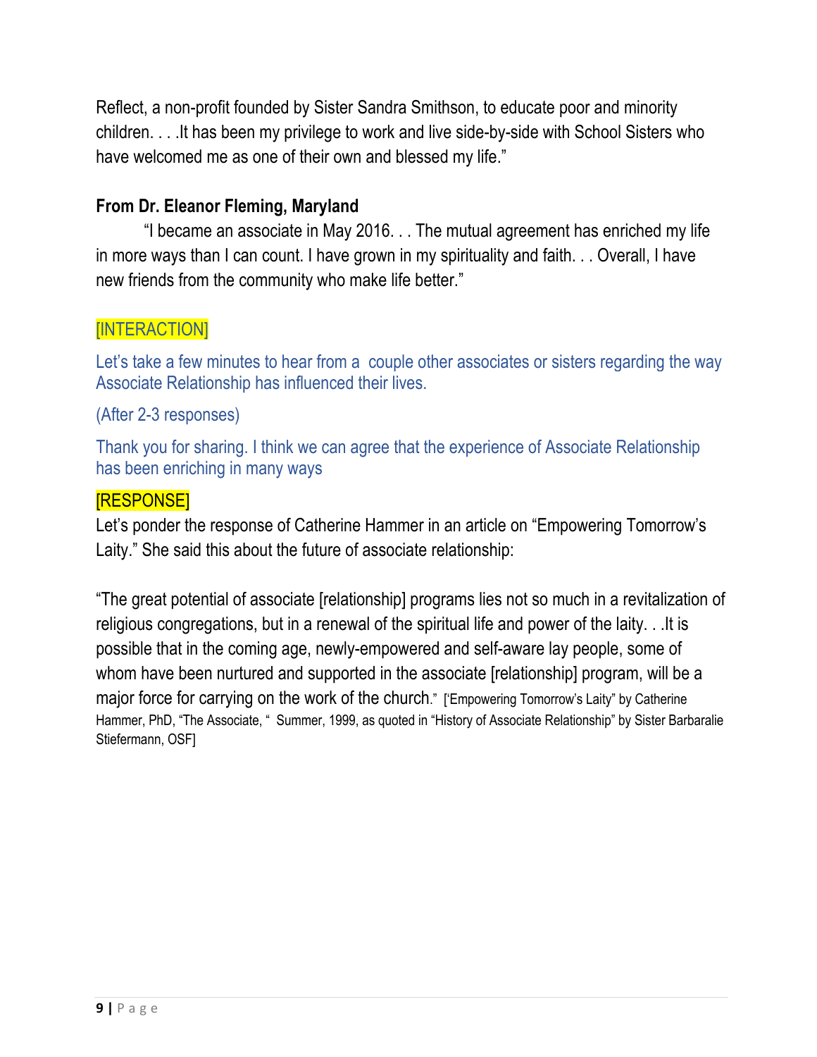Reflect, a non-profit founded by Sister Sandra Smithson, to educate poor and minority children. . . .It has been my privilege to work and live side-by-side with School Sisters who have welcomed me as one of their own and blessed my life."

**From Dr. Eleanor Fleming, Maryland**

"I became an associate in May 2016. . . The mutual agreement has enriched my life in more ways than I can count. I have grown in my spirituality and faith. . . Overall, I have new friends from the community who make life better."

[INTERACTION]

Let's take a few minutes to hear from a couple other associates or sisters regarding the way Associate Relationship has influenced their lives.

(After 2-3 responses)

Thank you for sharing. I think we can agree that the experience of Associate Relationship has been enriching in many ways

[RESPONSE]

Let's ponder the response of Catherine Hammer in an article on "Empowering Tomorrow's Laity." She said this about the future of associate relationship:

"The great potential of associate [relationship] programs lies not so much in a revitalization of religious congregations, but in a renewal of the spiritual life and power of the laity. . .It is possible that in the coming age, newly-empowered and self-aware lay people, some of whom have been nurtured and supported in the associate [relationship] program, will be a major force for carrying on the work of the church." ['Empowering Tomorrow's Laity" by Catherine Hammer, PhD, "The Associate, " Summer, 1999, as quoted in "History of Associate Relationship" by Sister Barbaralie Stiefermann, OSF]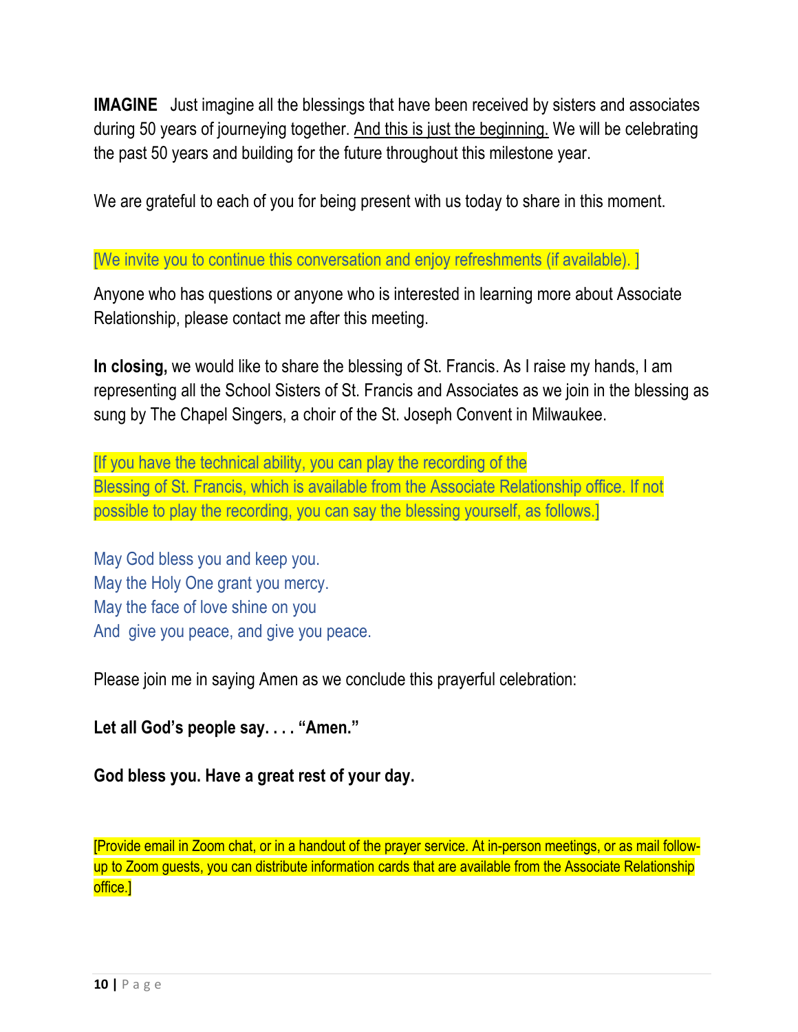**IMAGINE** Just imagine all the blessings that have been received by sisters and associates during 50 years of journeying together. And this is just the beginning. We will be celebrating the past 50 years and building for the future throughout this milestone year.

We are grateful to each of you for being present with us today to share in this moment.

[We invite you to continue this conversation and enjoy refreshments (if available). ]

Anyone who has questions or anyone who is interested in learning more about Associate Relationship, please contact me after this meeting.

**In closing,** we would like to share the blessing of St. Francis. As I raise my hands, I am representing all the School Sisters of St. Francis and Associates as we join in the blessing as sung by The Chapel Singers, a choir of the St. Joseph Convent in Milwaukee.

[If you have the technical ability, you can play the recording of the Blessing of St. Francis, which is available from the Associate Relationship office. If not possible to play the recording, you can say the blessing yourself, as follows.]

May God bless you and keep you.
May the Holy One grant you mercy.
May the face of love shine on you
And give you peace, and give you peace.

Please join me in saying Amen as we conclude this prayerful celebration:

**Let all God's people say. . . . "Amen."**

**God bless you. Have a great rest of your day.**

[Provide email in Zoom chat, or in a handout of the prayer service. At in-person meetings, or as mail follow-up to Zoom guests, you can distribute information cards that are available from the Associate Relationship office.]